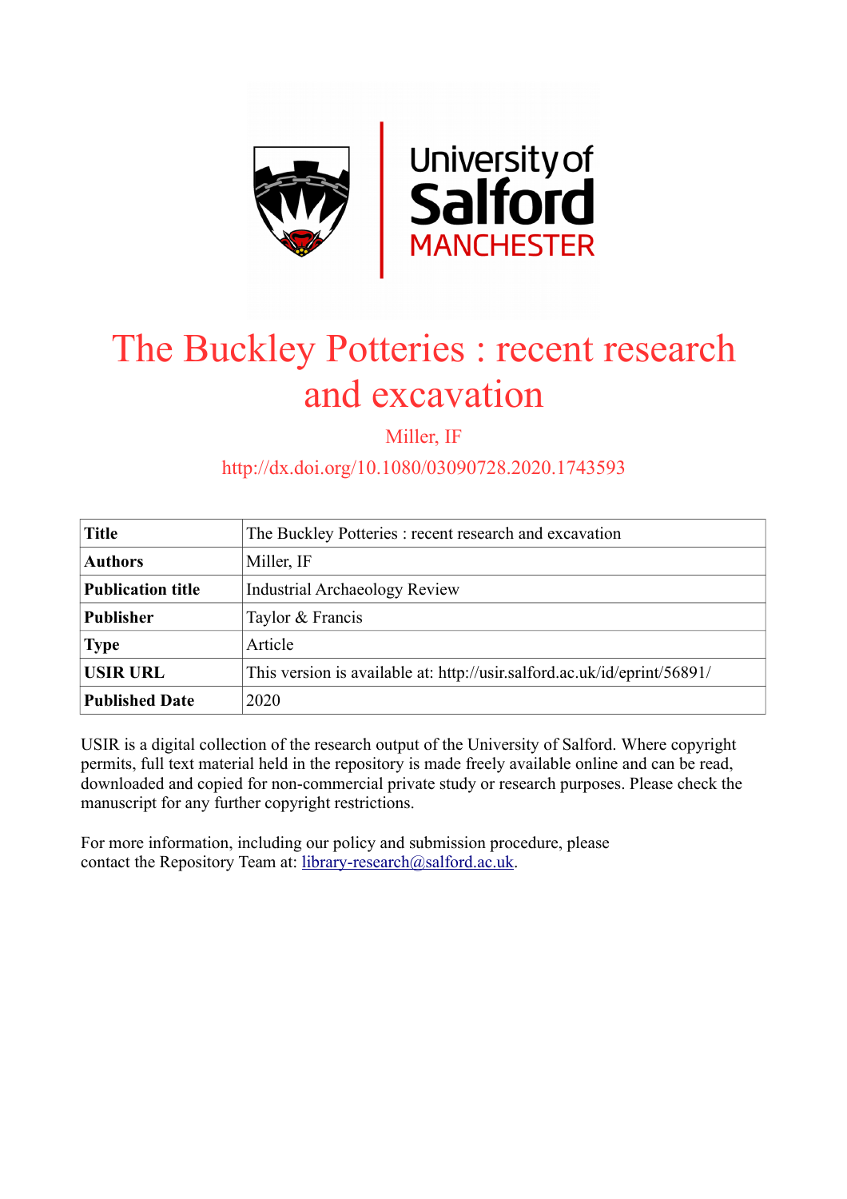# The Buckley Potteries : recent research and excavation

Miller, IF

http://dx.doi.org/10.1080/03090728.2020.1743593

| **Title** | The Buckley Potteries : recent research and excavation |
|---|---|
| **Authors** | Miller, IF |
| **Publication title** | Industrial Archaeology Review |
| **Publisher** | Taylor & Francis |
| **Type** | Article |
| **USIR URL** | This version is available at: http://usir.salford.ac.uk/id/eprint/56891/ |
| **Published Date** | 2020 |

USIR is a digital collection of the research output of the University of Salford. Where copyright permits, full text material held in the repository is made freely available online and can be read, downloaded and copied for non-commercial private study or research purposes. Please check the manuscript for any further copyright restrictions.

For more information, including our policy and submission procedure, please contact the Repository Team at: library-research@salford.ac.uk.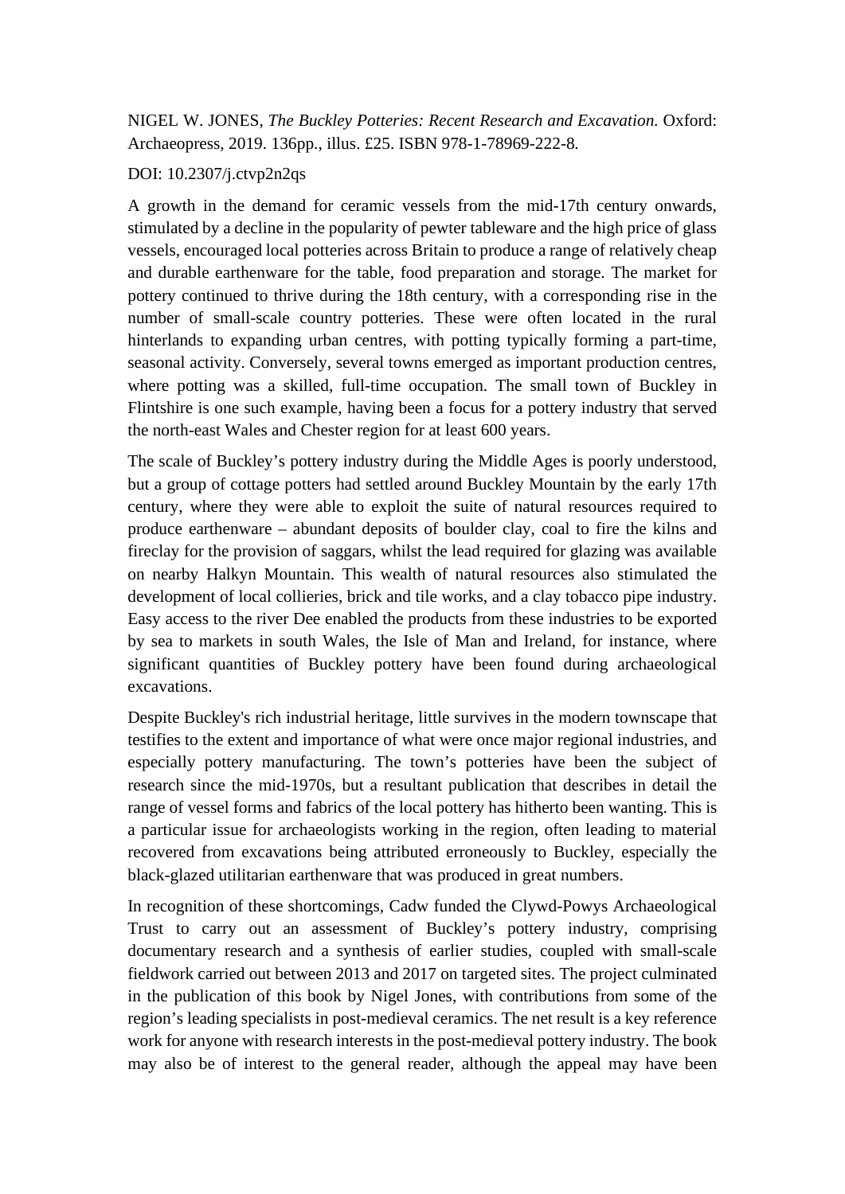NIGEL W. JONES, *The Buckley Potteries: Recent Research and Excavation.* Oxford: Archaeopress, 2019. 136pp., illus. £25. ISBN 978-1-78969-222-8.

DOI: 10.2307/j.ctvp2n2qs

A growth in the demand for ceramic vessels from the mid-17th century onwards, stimulated by a decline in the popularity of pewter tableware and the high price of glass vessels, encouraged local potteries across Britain to produce a range of relatively cheap and durable earthenware for the table, food preparation and storage. The market for pottery continued to thrive during the 18th century, with a corresponding rise in the number of small-scale country potteries. These were often located in the rural hinterlands to expanding urban centres, with potting typically forming a part-time, seasonal activity. Conversely, several towns emerged as important production centres, where potting was a skilled, full-time occupation. The small town of Buckley in Flintshire is one such example, having been a focus for a pottery industry that served the north-east Wales and Chester region for at least 600 years.

The scale of Buckley's pottery industry during the Middle Ages is poorly understood, but a group of cottage potters had settled around Buckley Mountain by the early 17th century, where they were able to exploit the suite of natural resources required to produce earthenware – abundant deposits of boulder clay, coal to fire the kilns and fireclay for the provision of saggars, whilst the lead required for glazing was available on nearby Halkyn Mountain. This wealth of natural resources also stimulated the development of local collieries, brick and tile works, and a clay tobacco pipe industry. Easy access to the river Dee enabled the products from these industries to be exported by sea to markets in south Wales, the Isle of Man and Ireland, for instance, where significant quantities of Buckley pottery have been found during archaeological excavations.

Despite Buckley's rich industrial heritage, little survives in the modern townscape that testifies to the extent and importance of what were once major regional industries, and especially pottery manufacturing. The town's potteries have been the subject of research since the mid-1970s, but a resultant publication that describes in detail the range of vessel forms and fabrics of the local pottery has hitherto been wanting. This is a particular issue for archaeologists working in the region, often leading to material recovered from excavations being attributed erroneously to Buckley, especially the black-glazed utilitarian earthenware that was produced in great numbers.

In recognition of these shortcomings, Cadw funded the Clywd-Powys Archaeological Trust to carry out an assessment of Buckley's pottery industry, comprising documentary research and a synthesis of earlier studies, coupled with small-scale fieldwork carried out between 2013 and 2017 on targeted sites. The project culminated in the publication of this book by Nigel Jones, with contributions from some of the region's leading specialists in post-medieval ceramics. The net result is a key reference work for anyone with research interests in the post-medieval pottery industry. The book may also be of interest to the general reader, although the appeal may have been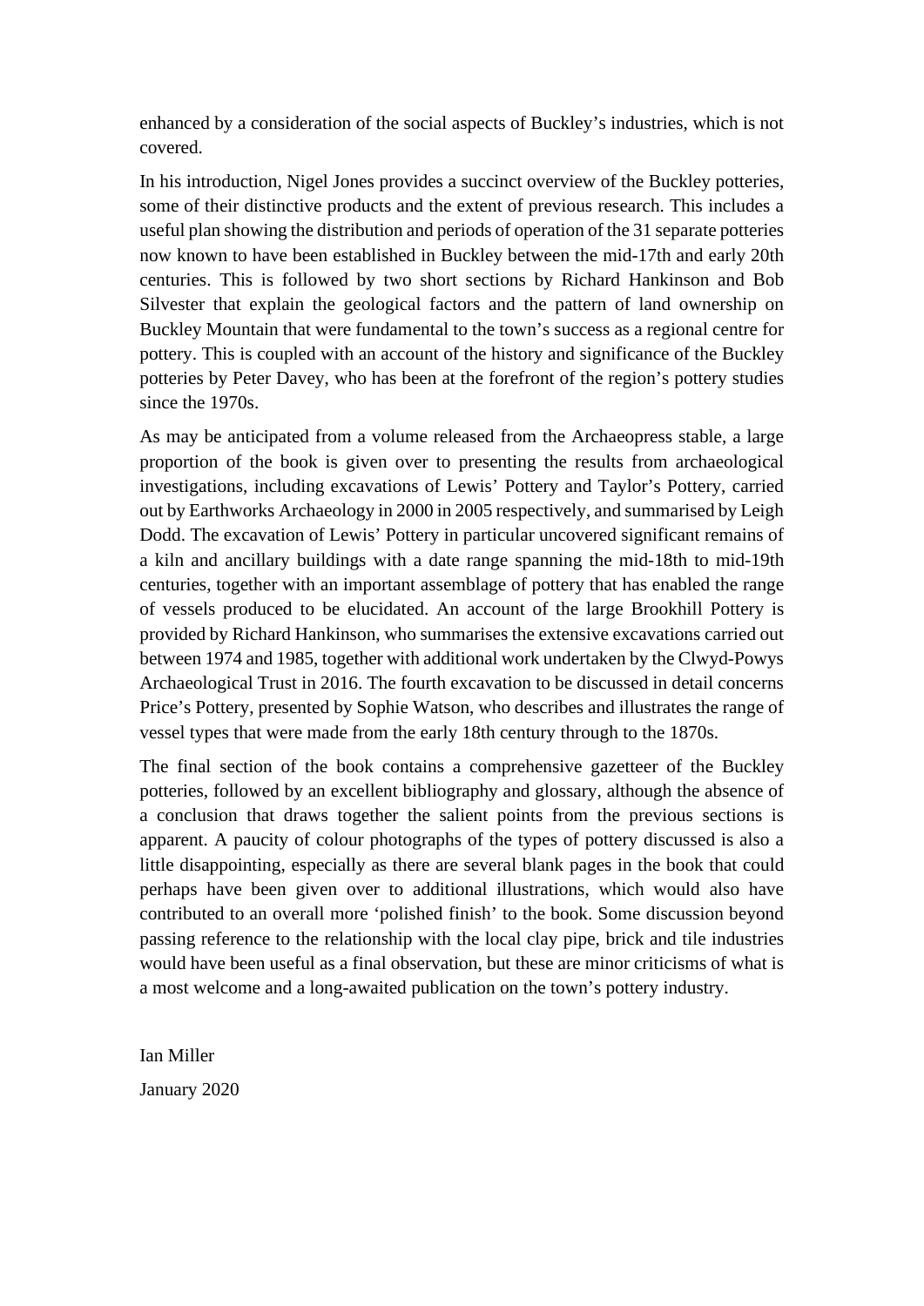enhanced by a consideration of the social aspects of Buckley's industries, which is not covered.

In his introduction, Nigel Jones provides a succinct overview of the Buckley potteries, some of their distinctive products and the extent of previous research. This includes a useful plan showing the distribution and periods of operation of the 31 separate potteries now known to have been established in Buckley between the mid-17th and early 20th centuries. This is followed by two short sections by Richard Hankinson and Bob Silvester that explain the geological factors and the pattern of land ownership on Buckley Mountain that were fundamental to the town's success as a regional centre for pottery. This is coupled with an account of the history and significance of the Buckley potteries by Peter Davey, who has been at the forefront of the region's pottery studies since the 1970s.

As may be anticipated from a volume released from the Archaeopress stable, a large proportion of the book is given over to presenting the results from archaeological investigations, including excavations of Lewis' Pottery and Taylor's Pottery, carried out by Earthworks Archaeology in 2000 in 2005 respectively, and summarised by Leigh Dodd. The excavation of Lewis' Pottery in particular uncovered significant remains of a kiln and ancillary buildings with a date range spanning the mid-18th to mid-19th centuries, together with an important assemblage of pottery that has enabled the range of vessels produced to be elucidated. An account of the large Brookhill Pottery is provided by Richard Hankinson, who summarises the extensive excavations carried out between 1974 and 1985, together with additional work undertaken by the Clwyd-Powys Archaeological Trust in 2016. The fourth excavation to be discussed in detail concerns Price's Pottery, presented by Sophie Watson, who describes and illustrates the range of vessel types that were made from the early 18th century through to the 1870s.

The final section of the book contains a comprehensive gazetteer of the Buckley potteries, followed by an excellent bibliography and glossary, although the absence of a conclusion that draws together the salient points from the previous sections is apparent. A paucity of colour photographs of the types of pottery discussed is also a little disappointing, especially as there are several blank pages in the book that could perhaps have been given over to additional illustrations, which would also have contributed to an overall more 'polished finish' to the book. Some discussion beyond passing reference to the relationship with the local clay pipe, brick and tile industries would have been useful as a final observation, but these are minor criticisms of what is a most welcome and a long-awaited publication on the town's pottery industry.

Ian Miller

January 2020